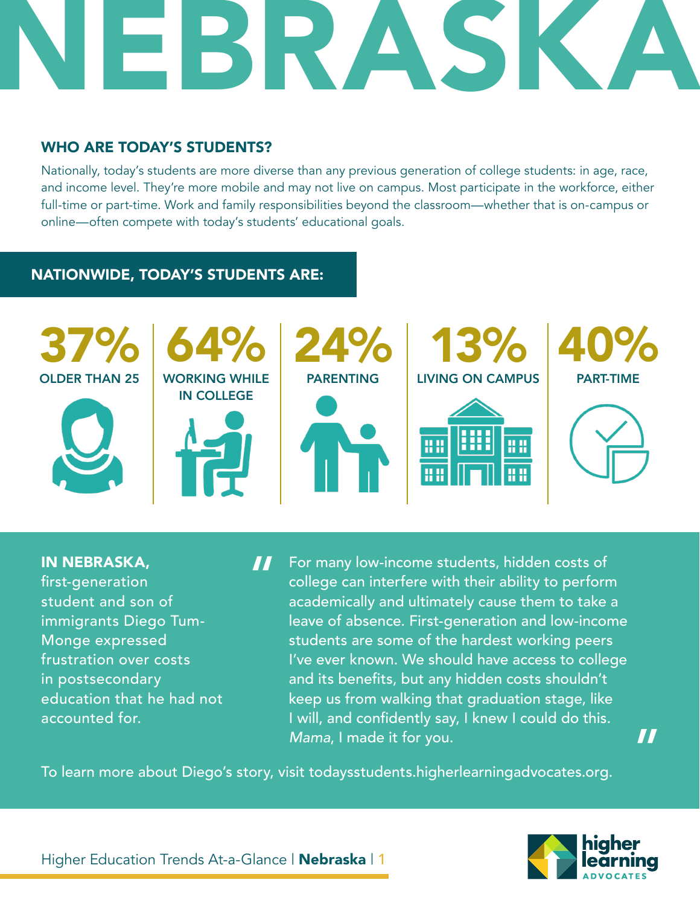# NEBRASKA

## WHO ARE TODAY'S STUDENTS?

Nationally, today's students are more diverse than any previous generation of college students: in age, race, and income level. They're more mobile and may not live on campus. Most participate in the workforce, either full-time or part-time. Work and family responsibilities beyond the classroom—whether that is on-campus or online—often compete with today's students' educational goals.

### NATIONWIDE, TODAY'S STUDENTS ARE:

- **37%** OLDER THAN 25
- **64%** WORKING WHILE IN COLLEGE
- **24%** PARENTING
- **13%** LIVING ON CAMPUS
- **40%** PART-TIME

**IN NEBRASKA,** first-generation student and son of immigrants Diego Tum-Monge expressed frustration over costs in postsecondary education that he had not accounted for.

> "For many low-income students, hidden costs of college can interfere with their ability to perform academically and ultimately cause them to take a leave of absence. First-generation and low-income students are some of the hardest working peers I've ever known. We should have access to college and its benefits, but any hidden costs shouldn't keep us from walking that graduation stage, like I will, and confidently say, I knew I could do this. *Mama*, I made it for you."

To learn more about Diego's story, visit todaysstudents.higherlearningadvocates.org.

Higher Education Trends At-a-Glance | **Nebraska**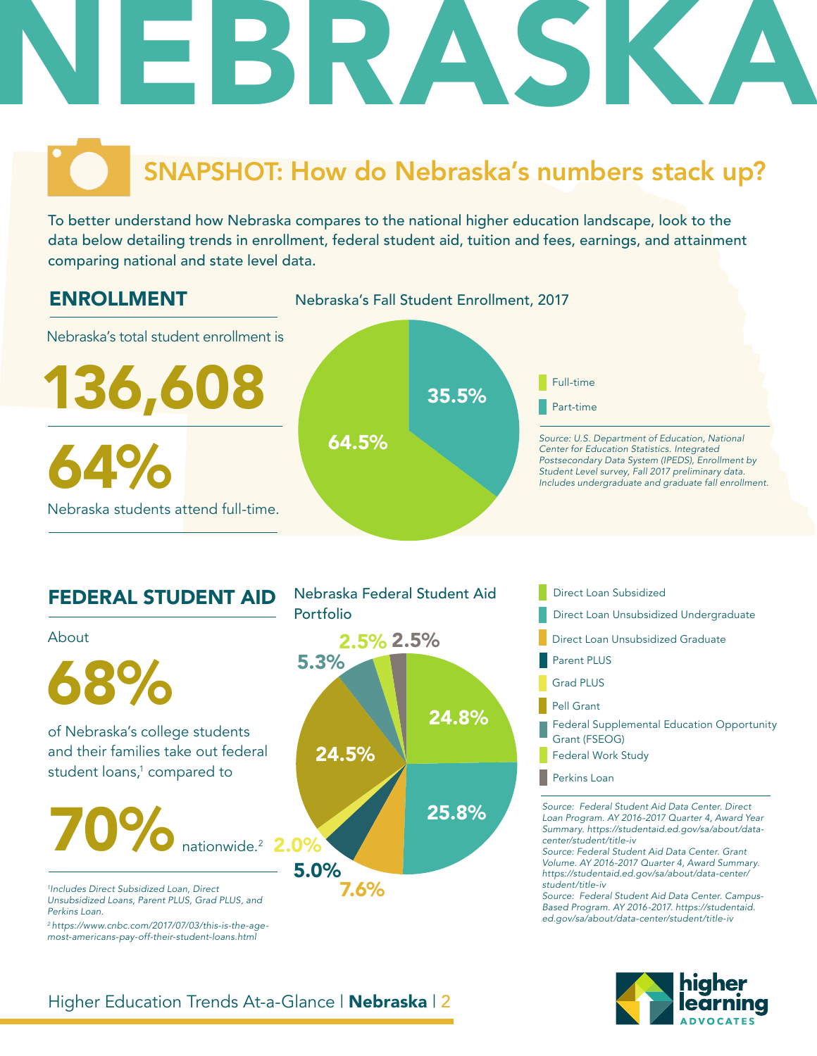# NEBRASKA

## SNAPSHOT: How do Nebraska's numbers stack up?

To better understand how Nebraska compares to the national higher education landscape, look to the data below detailing trends in enrollment, federal student aid, tuition and fees, earnings, and attainment comparing national and state level data.

### ENROLLMENT

Nebraska's total student enrollment is

**136,608**

**64%**

Nebraska students attend full-time.

**Nebraska's Fall Student Enrollment, 2017**

| Category | Percent |
|---|---|
| Full-time | 64.5% |
| Part-time | 35.5% |

*Source: U.S. Department of Education, National Center for Education Statistics. Integrated Postsecondary Data System (IPEDS), Enrollment by Student Level survey, Fall 2017 preliminary data. Includes undergraduate and graduate fall enrollment.*

### FEDERAL STUDENT AID

About

**68%**

of Nebraska's college students and their families take out federal student loans,[1] compared to

**70%** nationwide.[2]

*[1]Includes Direct Subsidized Loan, Direct Unsubsidized Loans, Parent PLUS, Grad PLUS, and Perkins Loan.*

*[2]https://www.cnbc.com/2017/07/03/this-is-the-age-most-americans-pay-off-their-student-loans.html*

**Nebraska Federal Student Aid Portfolio**

| Category | Percent |
|---|---|
| Direct Loan Subsidized | 24.8% |
| Direct Loan Unsubsidized Undergraduate | 25.8% |
| Direct Loan Unsubsidized Graduate | 7.6% |
| Parent PLUS | 5.0% |
| Grad PLUS | 2.0% |
| Pell Grant | 24.5% |
| Federal Supplemental Education Opportunity Grant (FSEOG) | 5.3% |
| Federal Work Study | 2.5% |
| Perkins Loan | 2.5% |

*Source: Federal Student Aid Data Center. Direct Loan Program. AY 2016-2017 Quarter 4, Award Year Summary. https://studentaid.ed.gov/sa/about/data-center/student/title-iv*

*Source: Federal Student Aid Data Center. Grant Volume. AY 2016-2017 Quarter 4, Award Summary. https://studentaid.ed.gov/sa/about/data-center/student/title-iv*

*Source: Federal Student Aid Data Center. Campus-Based Program. AY 2016-2017. https://studentaid.ed.gov/sa/about/data-center/student/title-iv*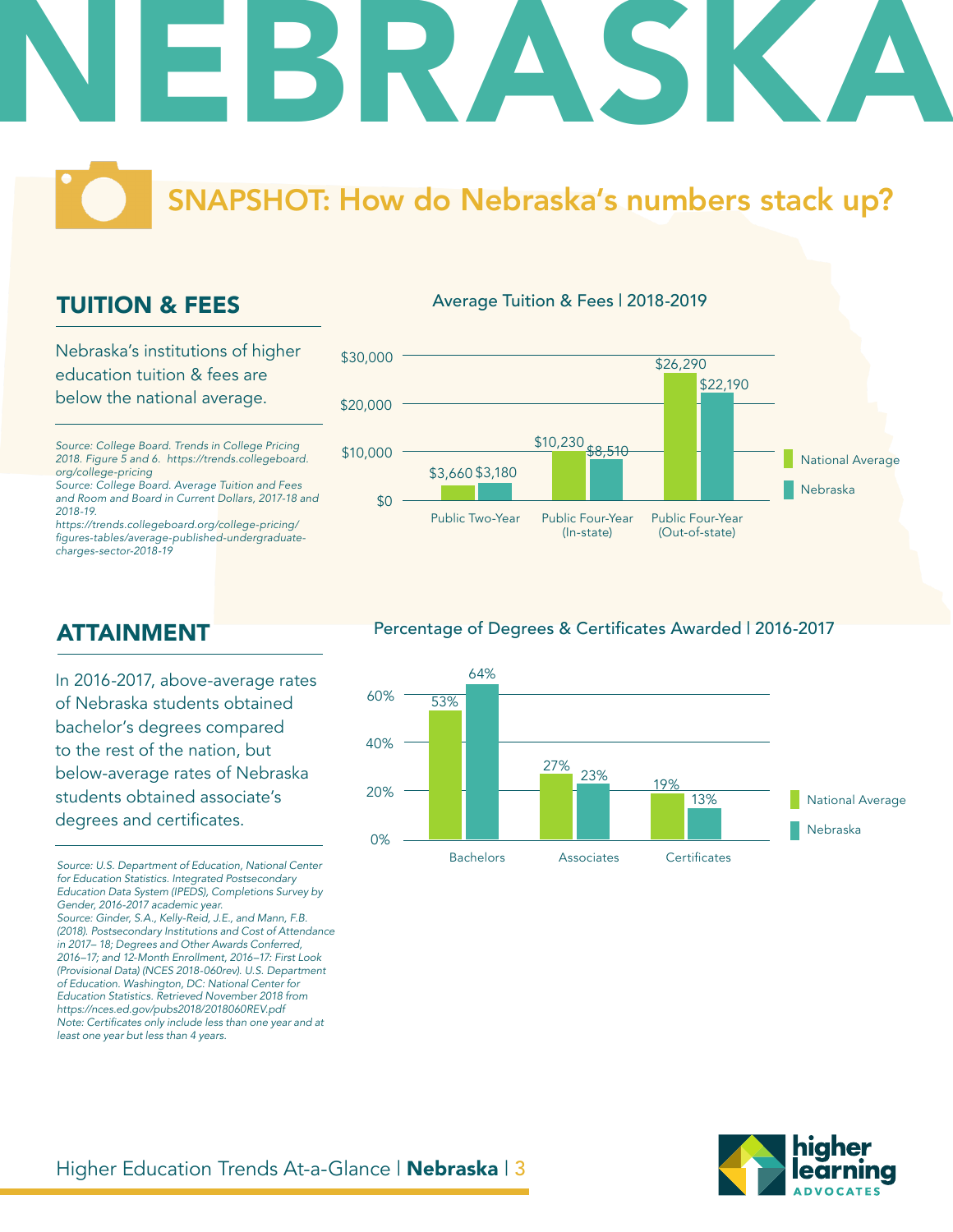# NEBRASKA

## SNAPSHOT: How do Nebraska's numbers stack up?

### TUITION & FEES

Nebraska's institutions of higher education tuition & fees are below the national average.

*Source: College Board. Trends in College Pricing 2018. Figure 5 and 6. https://trends.collegeboard.org/college-pricing*
*Source: College Board. Average Tuition and Fees and Room and Board in Current Dollars, 2017-18 and 2018-19. https://trends.collegeboard.org/college-pricing/figures-tables/average-published-undergraduate-charges-sector-2018-19*

**Average Tuition & Fees | 2018-2019**

| | National Average | Nebraska |
|---|---|---|
| Public Two-Year | $3,660 | $3,180 |
| Public Four-Year (In-state) | $10,230 | $8,510 |
| Public Four-Year (Out-of-state) | $26,290 | $22,190 |

### ATTAINMENT

In 2016-2017, above-average rates of Nebraska students obtained bachelor's degrees compared to the rest of the nation, but below-average rates of Nebraska students obtained associate's degrees and certificates.

*Source: U.S. Department of Education, National Center for Education Statistics. Integrated Postsecondary Education Data System (IPEDS), Completions Survey by Gender, 2016-2017 academic year.*
*Source: Ginder, S.A., Kelly-Reid, J.E., and Mann, F.B. (2018). Postsecondary Institutions and Cost of Attendance in 2017– 18; Degrees and Other Awards Conferred, 2016–17; and 12-Month Enrollment, 2016–17: First Look (Provisional Data) (NCES 2018-060rev). U.S. Department of Education. Washington, DC: National Center for Education Statistics. Retrieved November 2018 from https://nces.ed.gov/pubs2018/2018060REV.pdf*
*Note: Certificates only include less than one year and at least one year but less than 4 years.*

**Percentage of Degrees & Certificates Awarded | 2016-2017**

| | National Average | Nebraska |
|---|---|---|
| Bachelors | 53% | 64% |
| Associates | 27% | 23% |
| Certificates | 19% | 13% |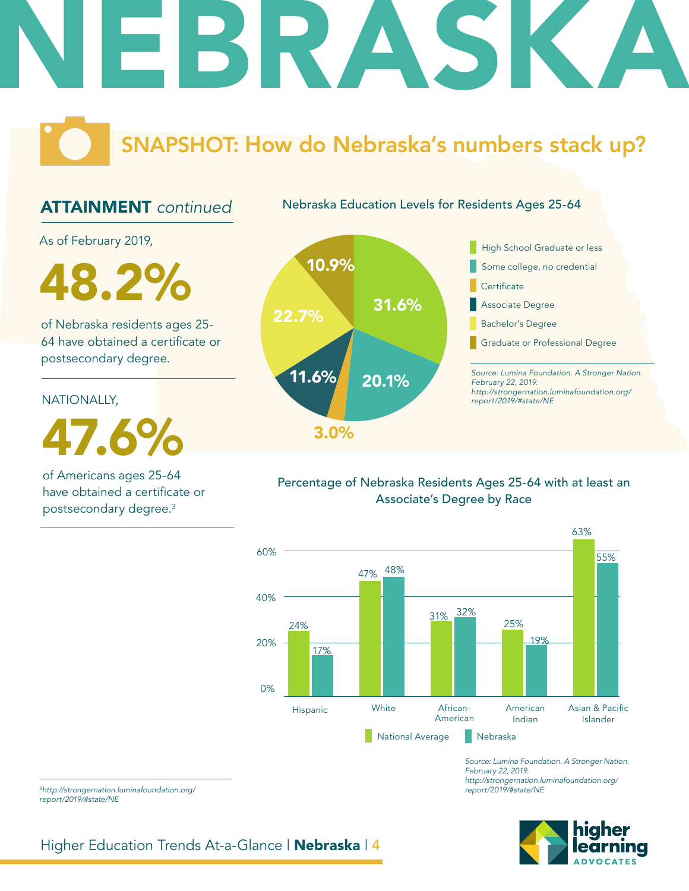# NEBRASKA

## SNAPSHOT: How do Nebraska's numbers stack up?

### ATTAINMENT *continued*

As of February 2019,

**48.2%**

of Nebraska residents ages 25-64 have obtained a certificate or postsecondary degree.

NATIONALLY,

**47.6%**

of Americans ages 25-64 have obtained a certificate or postsecondary degree.[3]

**Nebraska Education Levels for Residents Ages 25-64**

| Education Level | Percentage |
| --- | --- |
| High School Graduate or less | 31.6% |
| Some college, no credential | 20.1% |
| Certificate | 3.0% |
| Associate Degree | 11.6% |
| Bachelor's Degree | 22.7% |
| Graduate or Professional Degree | 10.9% |

*Source: Lumina Foundation. A Stronger Nation. February 22, 2019. http://strongernation.luminafoundation.org/report/2019/#state/NE*

**Percentage of Nebraska Residents Ages 25-64 with at least an Associate's Degree by Race**

| Race | National Average | Nebraska |
| --- | --- | --- |
| Hispanic | 24% | 17% |
| White | 47% | 48% |
| African-American | 31% | 32% |
| American Indian | 25% | 19% |
| Asian & Pacific Islander | 63% | 55% |

*Source: Lumina Foundation. A Stronger Nation. February 22, 2019. http://strongernation.luminafoundation.org/report/2019/#state/NE*

[3] *http://strongernation.luminafoundation.org/report/2019/#state/NE*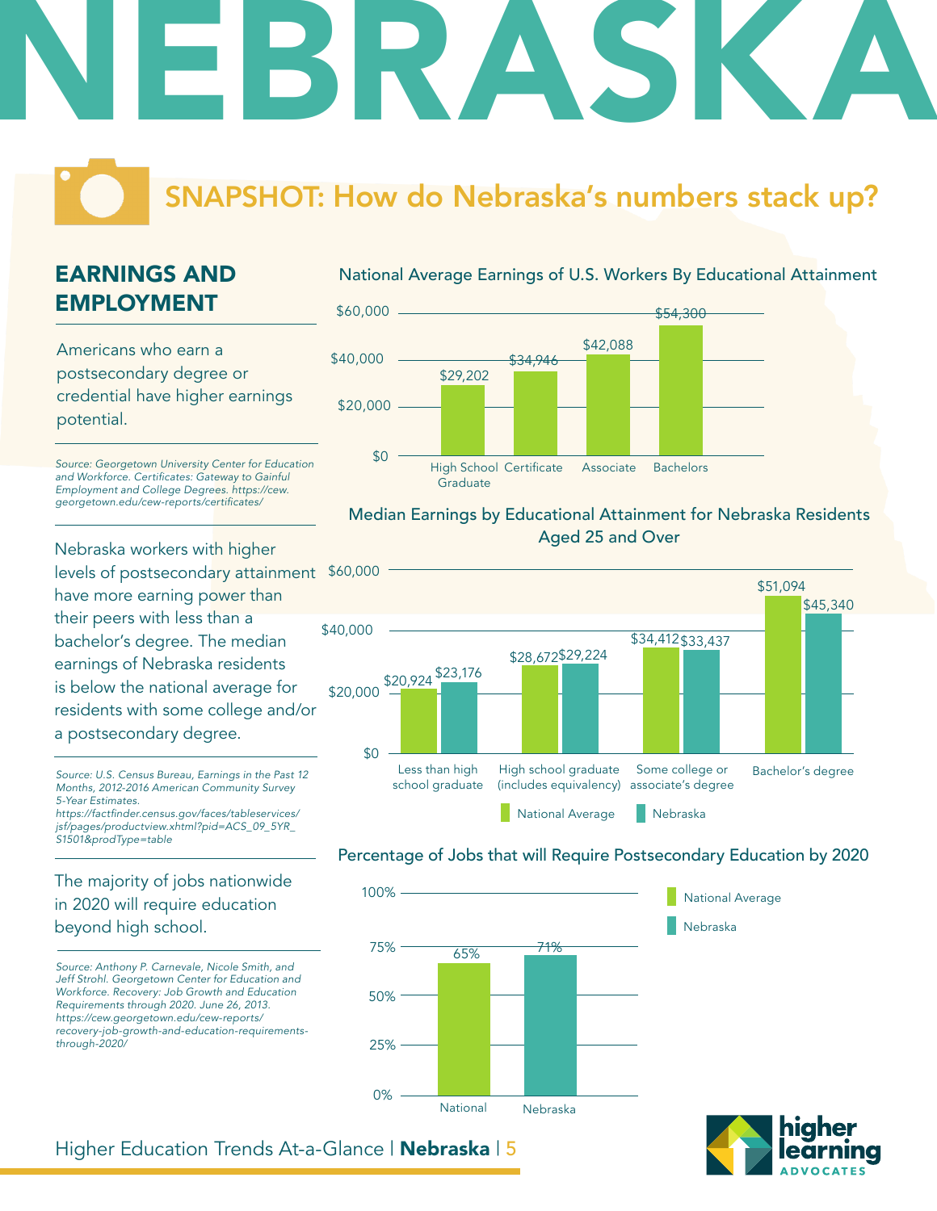# NEBRASKA

## SNAPSHOT: How do Nebraska's numbers stack up?

### EARNINGS AND EMPLOYMENT

Americans who earn a postsecondary degree or credential have higher earnings potential.

*Source: Georgetown University Center for Education and Workforce. Certificates: Gateway to Gainful Employment and College Degrees. https://cew.georgetown.edu/cew-reports/certificates/*

**National Average Earnings of U.S. Workers By Educational Attainment**

| High School Graduate | Certificate | Associate | Bachelors |
|---|---|---|---|
| $29,202 | $34,946 | $42,088 | $54,300 |

Nebraska workers with higher levels of postsecondary attainment have more earning power than their peers with less than a bachelor's degree. The median earnings of Nebraska residents is below the national average for residents with some college and/or a postsecondary degree.

*Source: U.S. Census Bureau, Earnings in the Past 12 Months, 2012-2016 American Community Survey 5-Year Estimates. https://factfinder.census.gov/faces/tableservices/jsf/pages/productview.xhtml?pid=ACS_09_5YR_S1501&prodType=table*

**Median Earnings by Educational Attainment for Nebraska Residents Aged 25 and Over**

| | Less than high school graduate | High school graduate (includes equivalency) | Some college or associate's degree | Bachelor's degree |
|---|---|---|---|---|
| National Average | $20,924 | $28,672 | $34,412 | $51,094 |
| Nebraska | $23,176 | $29,224 | $33,437 | $45,340 |

The majority of jobs nationwide in 2020 will require education beyond high school.

*Source: Anthony P. Carnevale, Nicole Smith, and Jeff Strohl. Georgetown Center for Education and Workforce. Recovery: Job Growth and Education Requirements through 2020. June 26, 2013. https://cew.georgetown.edu/cew-reports/recovery-job-growth-and-education-requirements-through-2020/*

**Percentage of Jobs that will Require Postsecondary Education by 2020**

| National | Nebraska |
|---|---|
| 65% | 71% |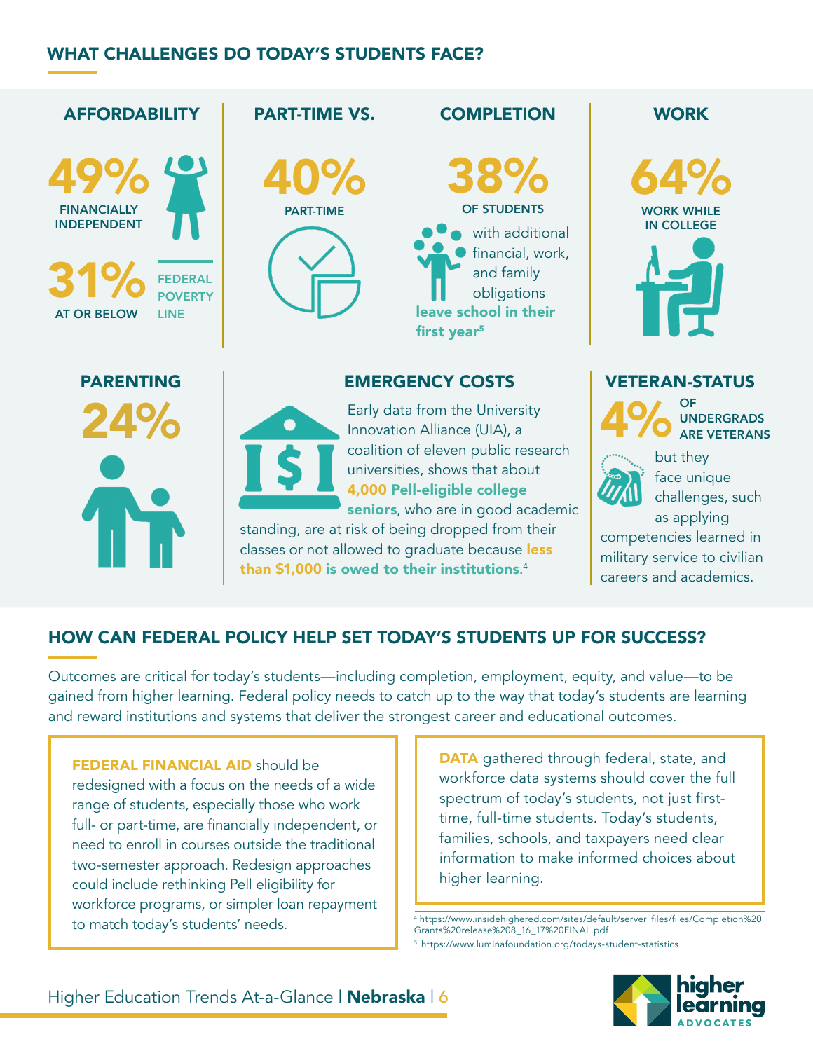## WHAT CHALLENGES DO TODAY'S STUDENTS FACE?

### AFFORDABILITY

**49%** FINANCIALLY INDEPENDENT

**31%** AT OR BELOW FEDERAL POVERTY LINE

### PART-TIME VS.

**40%** PART-TIME

### COMPLETION

**38%** OF STUDENTS with additional financial, work, and family obligations **leave school in their first year**[5]

### WORK

**64%** WORK WHILE IN COLLEGE

### PARENTING

**24%**

### EMERGENCY COSTS

Early data from the University Innovation Alliance (UIA), a coalition of eleven public research universities, shows that about **4,000 Pell-eligible college seniors**, who are in good academic standing, are at risk of being dropped from their classes or not allowed to graduate because **less than $1,000 is owed to their institutions.**[4]

### VETERAN-STATUS

**4%** OF UNDERGRADS ARE VETERANS but they face unique challenges, such as applying competencies learned in military service to civilian careers and academics.

## HOW CAN FEDERAL POLICY HELP SET TODAY'S STUDENTS UP FOR SUCCESS?

Outcomes are critical for today's students—including completion, employment, equity, and value—to be gained from higher learning. Federal policy needs to catch up to the way that today's students are learning and reward institutions and systems that deliver the strongest career and educational outcomes.

**FEDERAL FINANCIAL AID** should be redesigned with a focus on the needs of a wide range of students, especially those who work full- or part-time, are financially independent, or need to enroll in courses outside the traditional two-semester approach. Redesign approaches could include rethinking Pell eligibility for workforce programs, or simpler loan repayment to match today's students' needs.

**DATA** gathered through federal, state, and workforce data systems should cover the full spectrum of today's students, not just first-time, full-time students. Today's students, families, schools, and taxpayers need clear information to make informed choices about higher learning.

[4] https://www.insidehighered.com/sites/default/server_files/files/Completion%20Grants%20release%208_16_17%20FINAL.pdf

[5] https://www.luminafoundation.org/todays-student-statistics